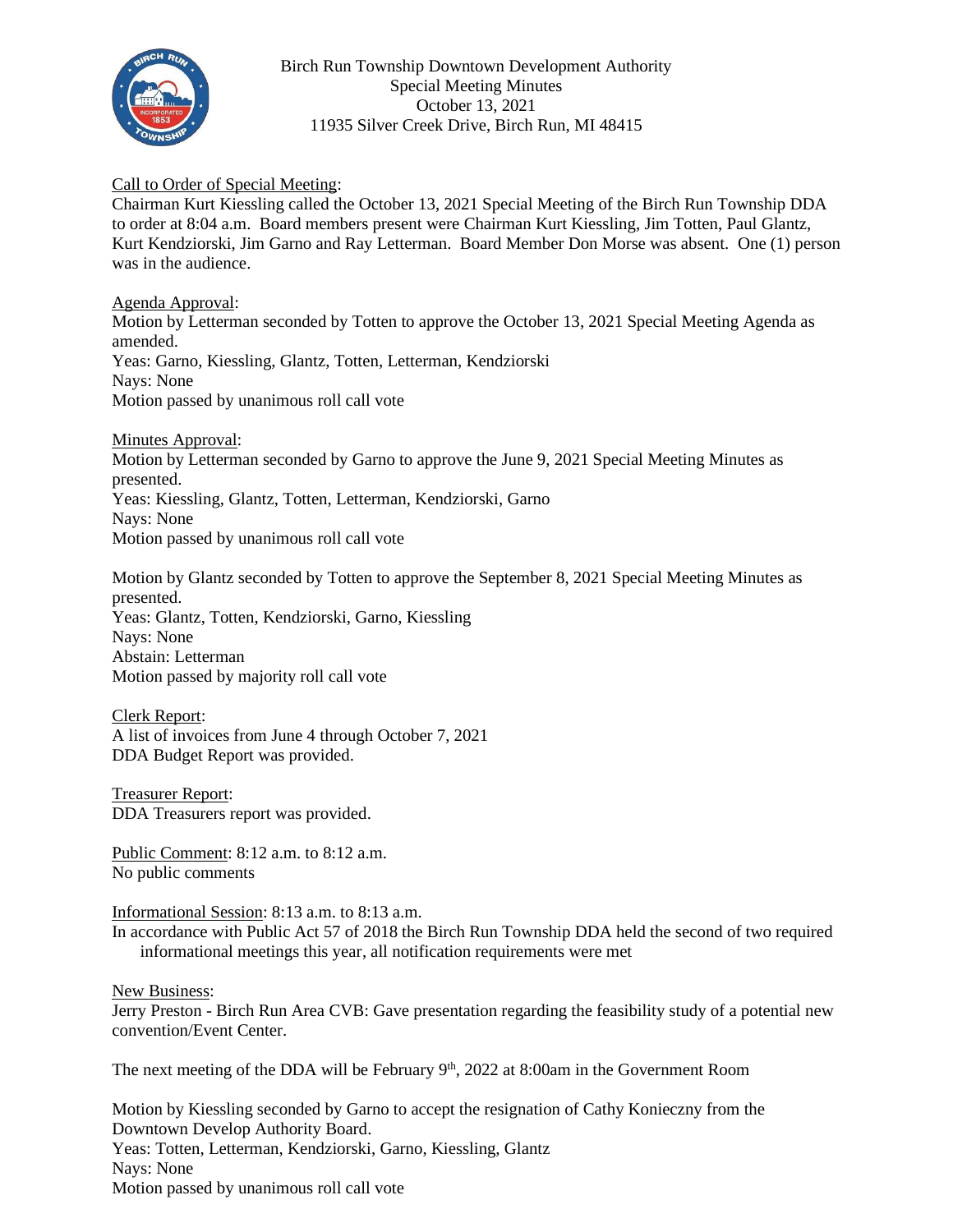Birch Run Township Downtown Development Authority
Special Meeting Minutes
October 13, 2021
11935 Silver Creek Drive, Birch Run, MI 48415

Call to Order of Special Meeting:
Chairman Kurt Kiessling called the October 13, 2021 Special Meeting of the Birch Run Township DDA to order at 8:04 a.m. Board members present were Chairman Kurt Kiessling, Jim Totten, Paul Glantz, Kurt Kendziorski, Jim Garno and Ray Letterman. Board Member Don Morse was absent. One (1) person was in the audience.

Agenda Approval:
Motion by Letterman seconded by Totten to approve the October 13, 2021 Special Meeting Agenda as amended.
Yeas: Garno, Kiessling, Glantz, Totten, Letterman, Kendziorski
Nays: None
Motion passed by unanimous roll call vote

Minutes Approval:
Motion by Letterman seconded by Garno to approve the June 9, 2021 Special Meeting Minutes as presented.
Yeas: Kiessling, Glantz, Totten, Letterman, Kendziorski, Garno
Nays: None
Motion passed by unanimous roll call vote

Motion by Glantz seconded by Totten to approve the September 8, 2021 Special Meeting Minutes as presented.
Yeas: Glantz, Totten, Kendziorski, Garno, Kiessling
Nays: None
Abstain: Letterman
Motion passed by majority roll call vote

Clerk Report:
A list of invoices from June 4 through October 7, 2021
DDA Budget Report was provided.

Treasurer Report:
DDA Treasurers report was provided.

Public Comment: 8:12 a.m. to 8:12 a.m.
No public comments

Informational Session: 8:13 a.m. to 8:13 a.m.
In accordance with Public Act 57 of 2018 the Birch Run Township DDA held the second of two required informational meetings this year, all notification requirements were met

New Business:
Jerry Preston - Birch Run Area CVB: Gave presentation regarding the feasibility study of a potential new convention/Event Center.

The next meeting of the DDA will be February 9th, 2022 at 8:00am in the Government Room

Motion by Kiessling seconded by Garno to accept the resignation of Cathy Konieczny from the Downtown Develop Authority Board.
Yeas: Totten, Letterman, Kendziorski, Garno, Kiessling, Glantz
Nays: None
Motion passed by unanimous roll call vote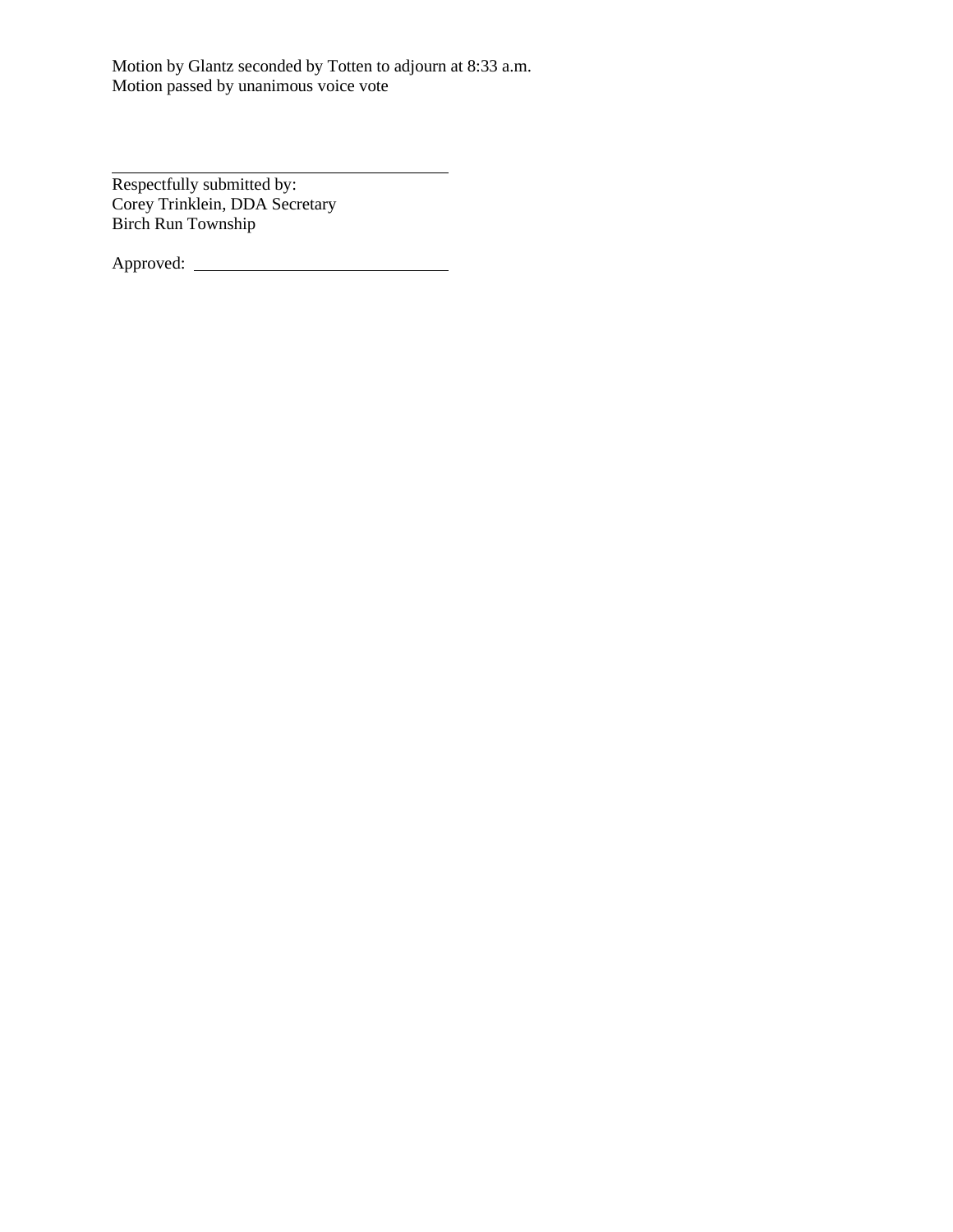Motion by Glantz seconded by Totten to adjourn at 8:33 a.m.
Motion passed by unanimous voice vote

\_\_\_\_\_\_\_\_\_\_\_\_\_\_\_\_\_\_\_\_\_\_\_\_\_\_\_\_\_\_\_\_\_\_\_\_\_\_\_\_

Respectfully submitted by:
Corey Trinklein, DDA Secretary
Birch Run Township

Approved: \_\_\_\_\_\_\_\_\_\_\_\_\_\_\_\_\_\_\_\_\_\_\_\_\_\_\_\_\_\_